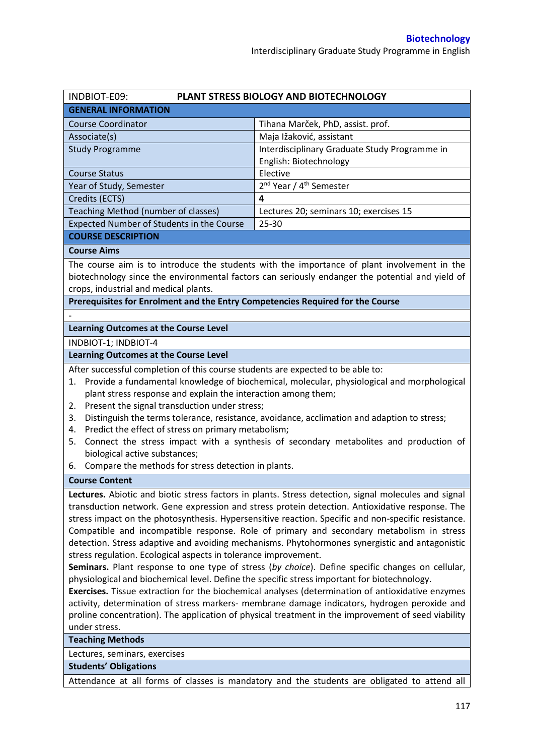| INDBIOT-E09: | PLANT STRESS BIOLOGY AND BIOTECHNOLOGY |
|---|---|
| **GENERAL INFORMATION** | |
| Course Coordinator | Tihana Marček, PhD, assist. prof. |
| Associate(s) | Maja Ižaković, assistant |
| Study Programme | Interdisciplinary Graduate Study Programme in English: Biotechnology |
| Course Status | Elective |
| Year of Study, Semester | 2nd Year / 4th Semester |
| Credits (ECTS) | **4** |
| Teaching Method (number of classes) | Lectures 20; seminars 10; exercises 15 |
| Expected Number of Students in the Course | 25-30 |

## COURSE DESCRIPTION

### Course Aims

The course aim is to introduce the students with the importance of plant involvement in the biotechnology since the environmental factors can seriously endanger the potential and yield of crops, industrial and medical plants.

### Prerequisites for Enrolment and the Entry Competencies Required for the Course

-

### Learning Outcomes at the Course Level

INDBIOT-1; INDBIOT-4

### Learning Outcomes at the Course Level

After successful completion of this course students are expected to be able to:

1. Provide a fundamental knowledge of biochemical, molecular, physiological and morphological plant stress response and explain the interaction among them;
2. Present the signal transduction under stress;
3. Distinguish the terms tolerance, resistance, avoidance, acclimation and adaption to stress;
4. Predict the effect of stress on primary metabolism;
5. Connect the stress impact with a synthesis of secondary metabolites and production of biological active substances;
6. Compare the methods for stress detection in plants.

### Course Content

**Lectures.** Abiotic and biotic stress factors in plants. Stress detection, signal molecules and signal transduction network. Gene expression and stress protein detection. Antioxidative response. The stress impact on the photosynthesis. Hypersensitive reaction. Specific and non-specific resistance. Compatible and incompatible response. Role of primary and secondary metabolism in stress detection. Stress adaptive and avoiding mechanisms. Phytohormones synergistic and antagonistic stress regulation. Ecological aspects in tolerance improvement.

**Seminars.** Plant response to one type of stress (*by choice*). Define specific changes on cellular, physiological and biochemical level. Define the specific stress important for biotechnology.

**Exercises.** Tissue extraction for the biochemical analyses (determination of antioxidative enzymes activity, determination of stress markers- membrane damage indicators, hydrogen peroxide and proline concentration). The application of physical treatment in the improvement of seed viability under stress.

### Teaching Methods

Lectures, seminars, exercises

### Students' Obligations

Attendance at all forms of classes is mandatory and the students are obligated to attend all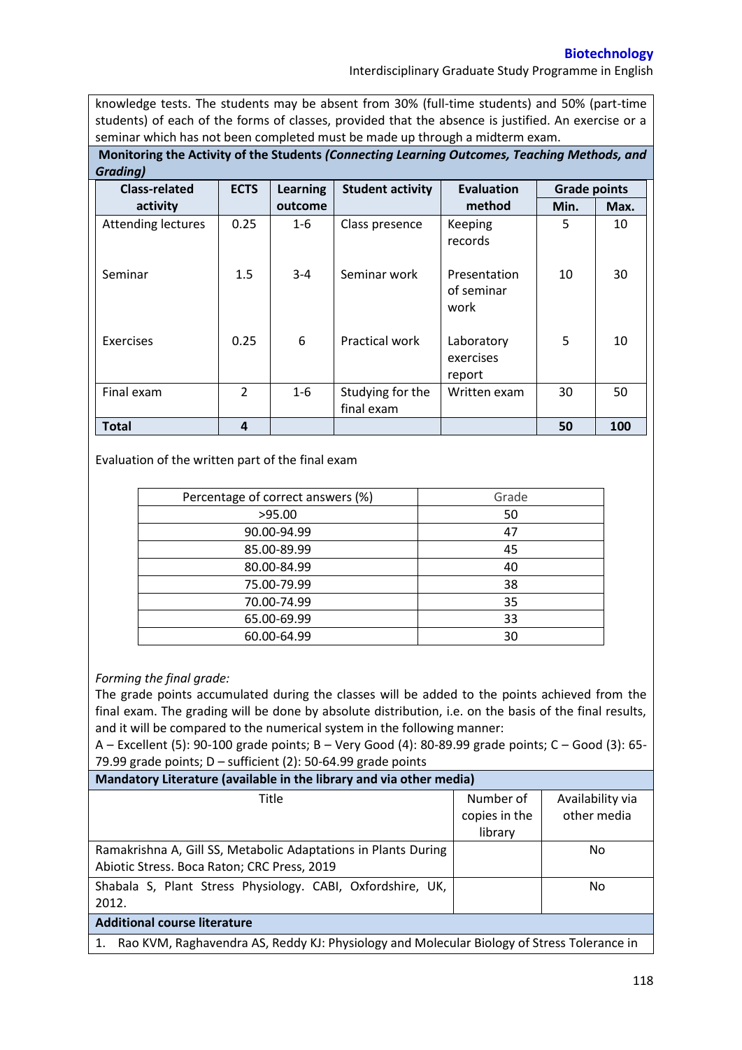knowledge tests. The students may be absent from 30% (full-time students) and 50% (part-time students) of each of the forms of classes, provided that the absence is justified. An exercise or a seminar which has not been completed must be made up through a midterm exam.

**Monitoring the Activity of the Students *(Connecting Learning Outcomes, Teaching Methods, and Grading)***

| Class-related activity | ECTS | Learning outcome | Student activity | Evaluation method | Grade points | |
|---|---|---|---|---|---|---|
| | | | | | Min. | Max. |
| Attending lectures | 0.25 | 1-6 | Class presence | Keeping records | 5 | 10 |
| Seminar | 1.5 | 3-4 | Seminar work | Presentation of seminar work | 10 | 30 |
| Exercises | 0.25 | 6 | Practical work | Laboratory exercises report | 5 | 10 |
| Final exam | 2 | 1-6 | Studying for the final exam | Written exam | 30 | 50 |
| **Total** | **4** | | | | **50** | **100** |

Evaluation of the written part of the final exam

| Percentage of correct answers (%) | Grade |
|---|---|
| >95.00 | 50 |
| 90.00-94.99 | 47 |
| 85.00-89.99 | 45 |
| 80.00-84.99 | 40 |
| 75.00-79.99 | 38 |
| 70.00-74.99 | 35 |
| 65.00-69.99 | 33 |
| 60.00-64.99 | 30 |

*Forming the final grade:*

The grade points accumulated during the classes will be added to the points achieved from the final exam. The grading will be done by absolute distribution, i.e. on the basis of the final results, and it will be compared to the numerical system in the following manner:

A – Excellent (5): 90-100 grade points; B – Very Good (4): 80-89.99 grade points; C – Good (3): 65-79.99 grade points; D – sufficient (2): 50-64.99 grade points

**Mandatory Literature (available in the library and via other media)**

| Title | Number of copies in the library | Availability via other media |
|---|---|---|
| Ramakrishna A, Gill SS, Metabolic Adaptations in Plants During Abiotic Stress. Boca Raton; CRC Press, 2019 | | No |
| Shabala S, Plant Stress Physiology. CABI, Oxfordshire, UK, 2012. | | No |

**Additional course literature**

1. Rao KVM, Raghavendra AS, Reddy KJ: Physiology and Molecular Biology of Stress Tolerance in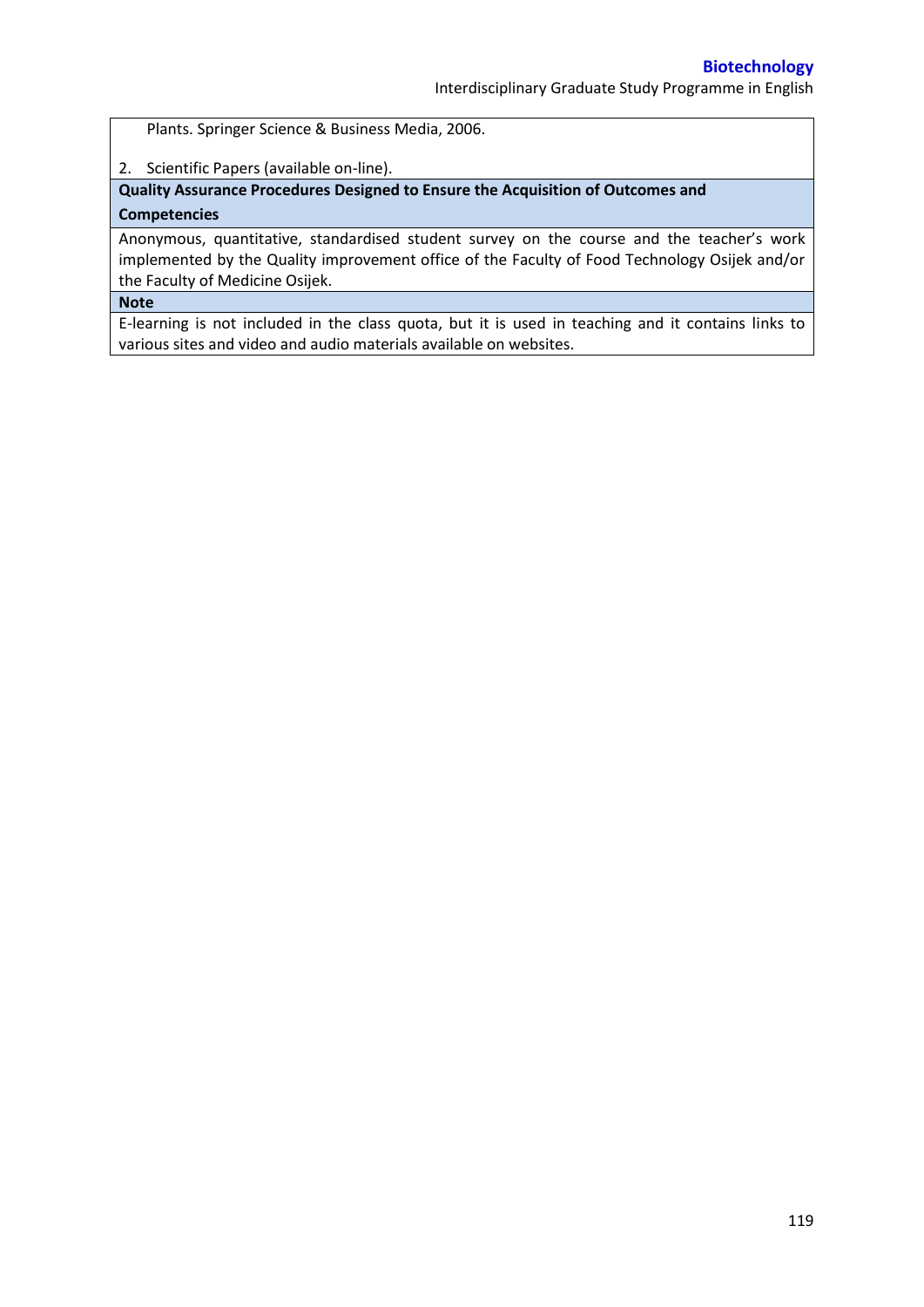Plants. Springer Science & Business Media, 2006.

2. Scientific Papers (available on-line).

**Quality Assurance Procedures Designed to Ensure the Acquisition of Outcomes and Competencies**

Anonymous, quantitative, standardised student survey on the course and the teacher's work implemented by the Quality improvement office of the Faculty of Food Technology Osijek and/or the Faculty of Medicine Osijek.

**Note**

E-learning is not included in the class quota, but it is used in teaching and it contains links to various sites and video and audio materials available on websites.